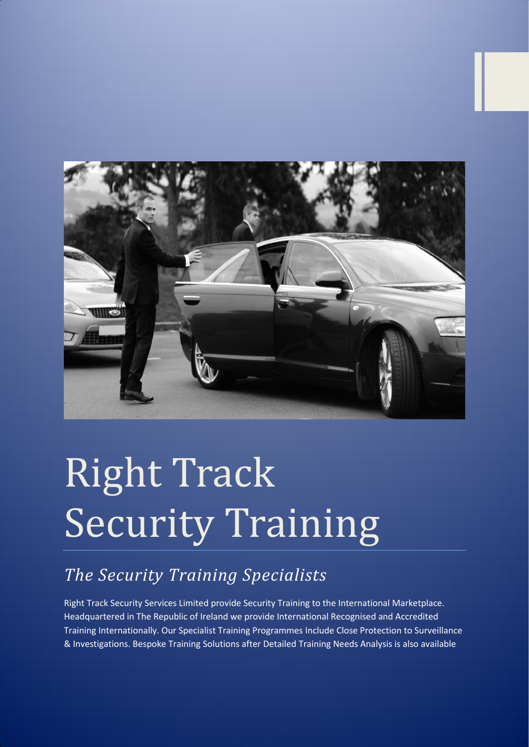# Right Track Security Training

## *The Security Training Specialists*

Right Track Security Services Limited provide Security Training to the International Marketplace. Headquartered in The Republic of Ireland we provide International Recognised and Accredited Training Internationally. Our Specialist Training Programmes Include Close Protection to Surveillance & Investigations. Bespoke Training Solutions after Detailed Training Needs Analysis is also available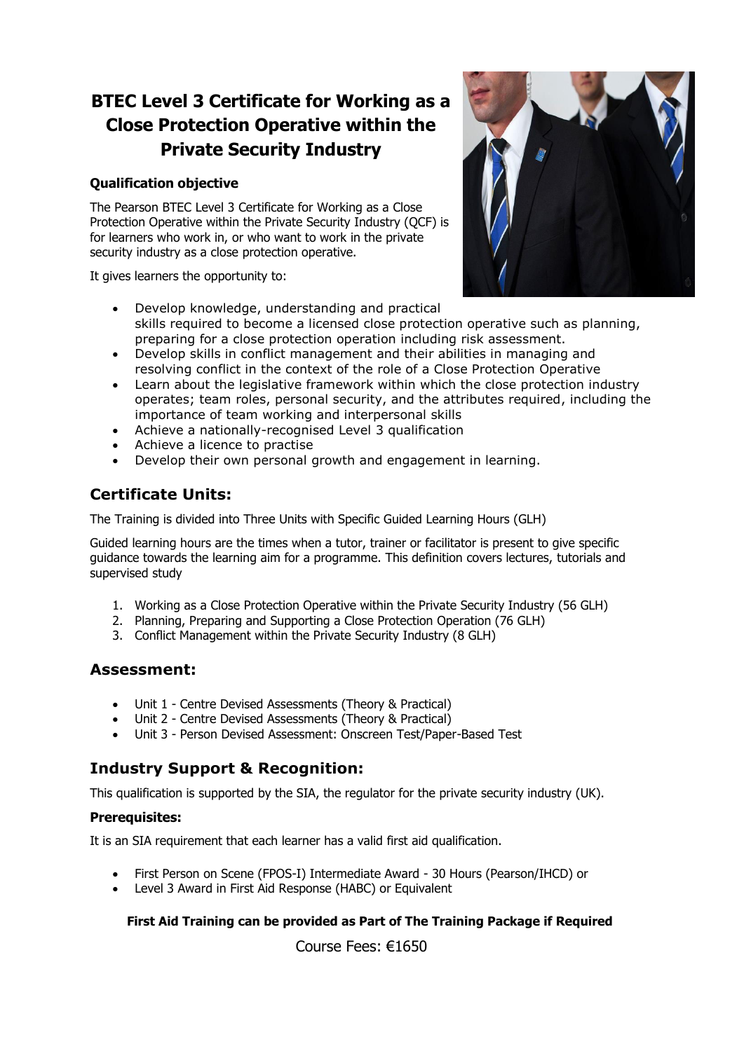# BTEC Level 3 Certificate for Working as a Close Protection Operative within the Private Security Industry

### Qualification objective

The Pearson BTEC Level 3 Certificate for Working as a Close Protection Operative within the Private Security Industry (QCF) is for learners who work in, or who want to work in the private security industry as a close protection operative.

It gives learners the opportunity to:

- Develop knowledge, understanding and practical skills required to become a licensed close protection operative such as planning, preparing for a close protection operation including risk assessment.
- Develop skills in conflict management and their abilities in managing and resolving conflict in the context of the role of a Close Protection Operative
- Learn about the legislative framework within which the close protection industry operates; team roles, personal security, and the attributes required, including the importance of team working and interpersonal skills
- Achieve a nationally-recognised Level 3 qualification
- Achieve a licence to practise
- Develop their own personal growth and engagement in learning.

## Certificate Units:

The Training is divided into Three Units with Specific Guided Learning Hours (GLH)

Guided learning hours are the times when a tutor, trainer or facilitator is present to give specific guidance towards the learning aim for a programme. This definition covers lectures, tutorials and supervised study

1. Working as a Close Protection Operative within the Private Security Industry (56 GLH)
2. Planning, Preparing and Supporting a Close Protection Operation (76 GLH)
3. Conflict Management within the Private Security Industry (8 GLH)

## Assessment:

- Unit 1 - Centre Devised Assessments (Theory & Practical)
- Unit 2 - Centre Devised Assessments (Theory & Practical)
- Unit 3 - Person Devised Assessment: Onscreen Test/Paper-Based Test

## Industry Support & Recognition:

This qualification is supported by the SIA, the regulator for the private security industry (UK).

### Prerequisites:

It is an SIA requirement that each learner has a valid first aid qualification.

- First Person on Scene (FPOS-I) Intermediate Award - 30 Hours (Pearson/IHCD) or
- Level 3 Award in First Aid Response (HABC) or Equivalent

**First Aid Training can be provided as Part of The Training Package if Required**

Course Fees: €1650